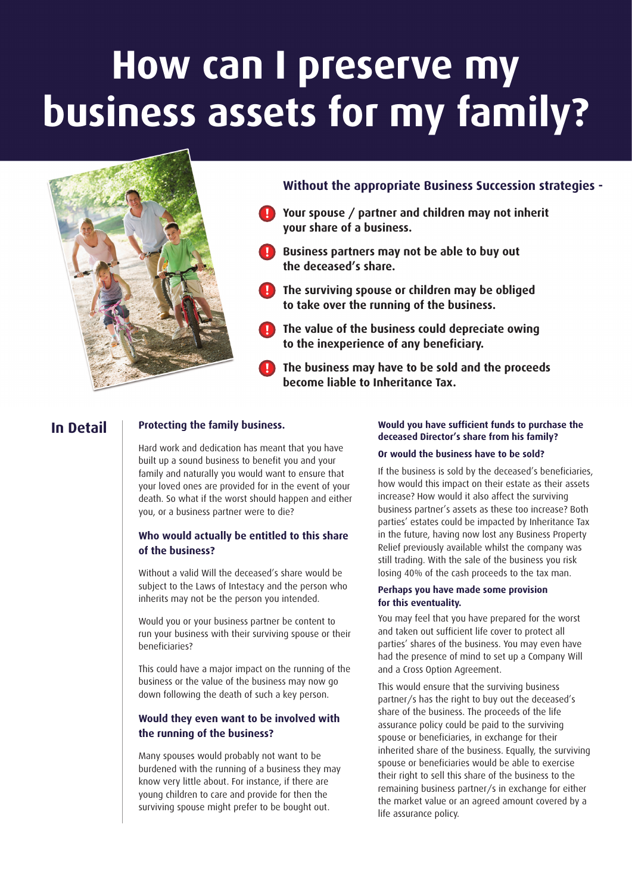# How can I preserve my business assets for my family?

**Without the appropriate Business Succession strategies -**

- **Your spouse / partner and children may not inherit your share of a business.**
- **Business partners may not be able to buy out the deceased's share.**
- **The surviving spouse or children may be obliged to take over the running of the business.**
- **The value of the business could depreciate owing to the inexperience of any beneficiary.**
- **The business may have to be sold and the proceeds become liable to Inheritance Tax.**

## In Detail

### Protecting the family business.

Hard work and dedication has meant that you have built up a sound business to benefit you and your family and naturally you would want to ensure that your loved ones are provided for in the event of your death. So what if the worst should happen and either you, or a business partner were to die?

### Who would actually be entitled to this share of the business?

Without a valid Will the deceased's share would be subject to the Laws of Intestacy and the person who inherits may not be the person you intended.

Would you or your business partner be content to run your business with their surviving spouse or their beneficiaries?

This could have a major impact on the running of the business or the value of the business may now go down following the death of such a key person.

### Would they even want to be involved with the running of the business?

Many spouses would probably not want to be burdened with the running of a business they may know very little about. For instance, if there are young children to care and provide for then the surviving spouse might prefer to be bought out.

### Would you have sufficient funds to purchase the deceased Director's share from his family?

### Or would the business have to be sold?

If the business is sold by the deceased's beneficiaries, how would this impact on their estate as their assets increase? How would it also affect the surviving business partner's assets as these too increase? Both parties' estates could be impacted by Inheritance Tax in the future, having now lost any Business Property Relief previously available whilst the company was still trading. With the sale of the business you risk losing 40% of the cash proceeds to the tax man.

### Perhaps you have made some provision for this eventuality.

You may feel that you have prepared for the worst and taken out sufficient life cover to protect all parties' shares of the business. You may even have had the presence of mind to set up a Company Will and a Cross Option Agreement.

This would ensure that the surviving business partner/s has the right to buy out the deceased's share of the business. The proceeds of the life assurance policy could be paid to the surviving spouse or beneficiaries, in exchange for their inherited share of the business. Equally, the surviving spouse or beneficiaries would be able to exercise their right to sell this share of the business to the remaining business partner/s in exchange for either the market value or an agreed amount covered by a life assurance policy.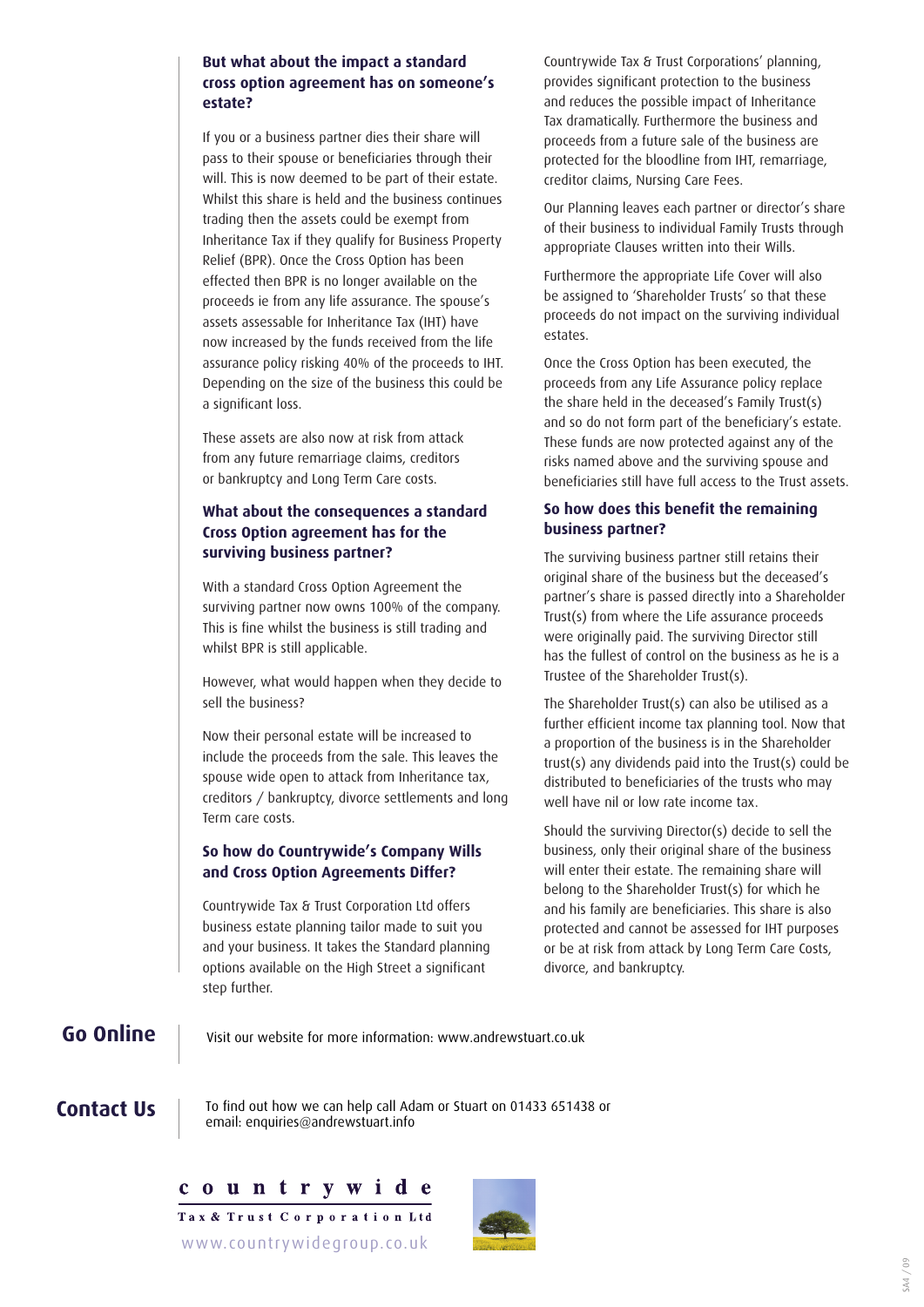### But what about the impact a standard cross option agreement has on someone's estate?

If you or a business partner dies their share will pass to their spouse or beneficiaries through their will. This is now deemed to be part of their estate. Whilst this share is held and the business continues trading then the assets could be exempt from Inheritance Tax if they qualify for Business Property Relief (BPR). Once the Cross Option has been effected then BPR is no longer available on the proceeds ie from any life assurance. The spouse's assets assessable for Inheritance Tax (IHT) have now increased by the funds received from the life assurance policy risking 40% of the proceeds to IHT. Depending on the size of the business this could be a significant loss.

These assets are also now at risk from attack from any future remarriage claims, creditors or bankruptcy and Long Term Care costs.

### What about the consequences a standard Cross Option agreement has for the surviving business partner?

With a standard Cross Option Agreement the surviving partner now owns 100% of the company. This is fine whilst the business is still trading and whilst BPR is still applicable.

However, what would happen when they decide to sell the business?

Now their personal estate will be increased to include the proceeds from the sale. This leaves the spouse wide open to attack from Inheritance tax, creditors / bankruptcy, divorce settlements and long Term care costs.

### So how do Countrywide's Company Wills and Cross Option Agreements Differ?

Countrywide Tax & Trust Corporation Ltd offers business estate planning tailor made to suit you and your business. It takes the Standard planning options available on the High Street a significant step further.

Countrywide Tax & Trust Corporations' planning, provides significant protection to the business and reduces the possible impact of Inheritance Tax dramatically. Furthermore the business and proceeds from a future sale of the business are protected for the bloodline from IHT, remarriage, creditor claims, Nursing Care Fees.

Our Planning leaves each partner or director's share of their business to individual Family Trusts through appropriate Clauses written into their Wills.

Furthermore the appropriate Life Cover will also be assigned to 'Shareholder Trusts' so that these proceeds do not impact on the surviving individual estates.

Once the Cross Option has been executed, the proceeds from any Life Assurance policy replace the share held in the deceased's Family Trust(s) and so do not form part of the beneficiary's estate. These funds are now protected against any of the risks named above and the surviving spouse and beneficiaries still have full access to the Trust assets.

### So how does this benefit the remaining business partner?

The surviving business partner still retains their original share of the business but the deceased's partner's share is passed directly into a Shareholder Trust(s) from where the Life assurance proceeds were originally paid. The surviving Director still has the fullest of control on the business as he is a Trustee of the Shareholder Trust(s).

The Shareholder Trust(s) can also be utilised as a further efficient income tax planning tool. Now that a proportion of the business is in the Shareholder trust(s) any dividends paid into the Trust(s) could be distributed to beneficiaries of the trusts who may well have nil or low rate income tax.

Should the surviving Director(s) decide to sell the business, only their original share of the business will enter their estate. The remaining share will belong to the Shareholder Trust(s) for which he and his family are beneficiaries. This share is also protected and cannot be assessed for IHT purposes or be at risk from attack by Long Term Care Costs, divorce, and bankruptcy.

## Go Online

Visit our website for more information: www.andrewstuart.co.uk

## Contact Us

To find out how we can help call Adam or Stuart on 01433 651438 or email: enquiries@andrewstuart.info

countrywide

Tax & Trust Corporation Ltd

www.countrywidegroup.co.uk

SA4 / 09